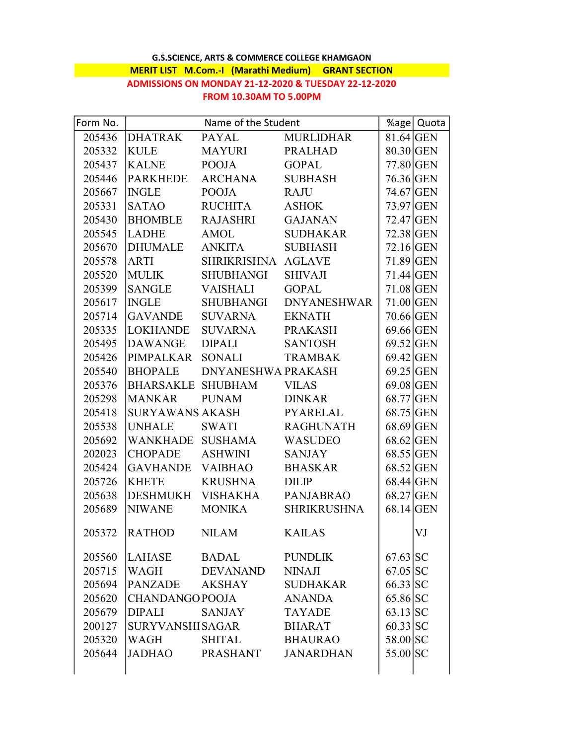**G.S.SCIENCE, ARTS & COMMERCE COLLEGE KHAMGAON**

**MERIT LIST M.Com.-I (Marathi Medium) GRANT SECTION**

**ADMISSIONS ON MONDAY 21-12-2020 & TUESDAY 22-12-2020**

**FROM 10.30AM TO 5.00PM**

| Form No. | Name of the Student | | | %age | Quota |
|---|---|---|---|---|---|
| 205436 | DHATRAK | PAYAL | MURLIDHAR | 81.64 | GEN |
| 205332 | KULE | MAYURI | PRALHAD | 80.30 | GEN |
| 205437 | KALNE | POOJA | GOPAL | 77.80 | GEN |
| 205446 | PARKHEDE | ARCHANA | SUBHASH | 76.36 | GEN |
| 205667 | INGLE | POOJA | RAJU | 74.67 | GEN |
| 205331 | SATAO | RUCHITA | ASHOK | 73.97 | GEN |
| 205430 | BHOMBLE | RAJASHRI | GAJANAN | 72.47 | GEN |
| 205545 | LADHE | AMOL | SUDHAKAR | 72.38 | GEN |
| 205670 | DHUMALE | ANKITA | SUBHASH | 72.16 | GEN |
| 205578 | ARTI | SHRIKRISHNA | AGLAVE | 71.89 | GEN |
| 205520 | MULIK | SHUBHANGI | SHIVAJI | 71.44 | GEN |
| 205399 | SANGLE | VAISHALI | GOPAL | 71.08 | GEN |
| 205617 | INGLE | SHUBHANGI | DNYANESHWAR | 71.00 | GEN |
| 205714 | GAVANDE | SUVARNA | EKNATH | 70.66 | GEN |
| 205335 | LOKHANDE | SUVARNA | PRAKASH | 69.66 | GEN |
| 205495 | DAWANGE | DIPALI | SANTOSH | 69.52 | GEN |
| 205426 | PIMPALKAR | SONALI | TRAMBAK | 69.42 | GEN |
| 205540 | BHOPALE | DNYANESHWA | PRAKASH | 69.25 | GEN |
| 205376 | BHARSAKLE | SHUBHAM | VILAS | 69.08 | GEN |
| 205298 | MANKAR | PUNAM | DINKAR | 68.77 | GEN |
| 205418 | SURYAWANS | AKASH | PYARELAL | 68.75 | GEN |
| 205538 | UNHALE | SWATI | RAGHUNATH | 68.69 | GEN |
| 205692 | WANKHADE | SUSHAMA | WASUDEO | 68.62 | GEN |
| 202023 | CHOPADE | ASHWINI | SANJAY | 68.55 | GEN |
| 205424 | GAVHANDE | VAIBHAO | BHASKAR | 68.52 | GEN |
| 205726 | KHETE | KRUSHNA | DILIP | 68.44 | GEN |
| 205638 | DESHMUKH | VISHAKHA | PANJABRAO | 68.27 | GEN |
| 205689 | NIWANE | MONIKA | SHRIKRUSHNA | 68.14 | GEN |
| 205372 | RATHOD | NILAM | KAILAS | | VJ |
| 205560 | LAHASE | BADAL | PUNDLIK | 67.63 | SC |
| 205715 | WAGH | DEVANAND | NINAJI | 67.05 | SC |
| 205694 | PANZADE | AKSHAY | SUDHAKAR | 66.33 | SC |
| 205620 | CHANDANGO | POOJA | ANANDA | 65.86 | SC |
| 205679 | DIPALI | SANJAY | TAYADE | 63.13 | SC |
| 200127 | SURYVANSHI | SAGAR | BHARAT | 60.33 | SC |
| 205320 | WAGH | SHITAL | BHAURAO | 58.00 | SC |
| 205644 | JADHAO | PRASHANT | JANARDHAN | 55.00 | SC |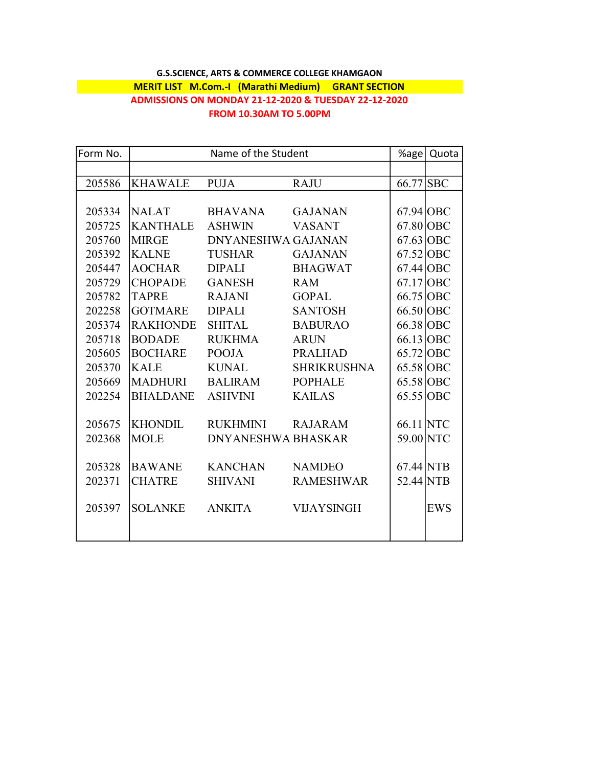**G.S.SCIENCE, ARTS & COMMERCE COLLEGE KHAMGAON**

**MERIT LIST M.Com.-I (Marathi Medium) GRANT SECTION**

**ADMISSIONS ON MONDAY 21-12-2020 & TUESDAY 22-12-2020**

**FROM 10.30AM TO 5.00PM**

| Form No. | Name of the Student | | | %age | Quota |
|---|---|---|---|---|---|
| 205586 | KHAWALE | PUJA | RAJU | 66.77 | SBC |
| 205334 | NALAT | BHAVANA | GAJANAN | 67.94 | OBC |
| 205725 | KANTHALE | ASHWIN | VASANT | 67.80 | OBC |
| 205760 | MIRGE | DNYANESHWA | GAJANAN | 67.63 | OBC |
| 205392 | KALNE | TUSHAR | GAJANAN | 67.52 | OBC |
| 205447 | AOCHAR | DIPALI | BHAGWAT | 67.44 | OBC |
| 205729 | CHOPADE | GANESH | RAM | 67.17 | OBC |
| 205782 | TAPRE | RAJANI | GOPAL | 66.75 | OBC |
| 202258 | GOTMARE | DIPALI | SANTOSH | 66.50 | OBC |
| 205374 | RAKHONDE | SHITAL | BABURAO | 66.38 | OBC |
| 205718 | BODADE | RUKHMA | ARUN | 66.13 | OBC |
| 205605 | BOCHARE | POOJA | PRALHAD | 65.72 | OBC |
| 205370 | KALE | KUNAL | SHRIKRUSHNA | 65.58 | OBC |
| 205669 | MADHURI | BALIRAM | POPHALE | 65.58 | OBC |
| 202254 | BHALDANE | ASHVINI | KAILAS | 65.55 | OBC |
| 205675 | KHONDIL | RUKHMINI | RAJARAM | 66.11 | NTC |
| 202368 | MOLE | DNYANESHWA | BHASKAR | 59.00 | NTC |
| 205328 | BAWANE | KANCHAN | NAMDEO | 67.44 | NTB |
| 202371 | CHATRE | SHIVANI | RAMESHWAR | 52.44 | NTB |
| 205397 | SOLANKE | ANKITA | VIJAYSINGH | | EWS |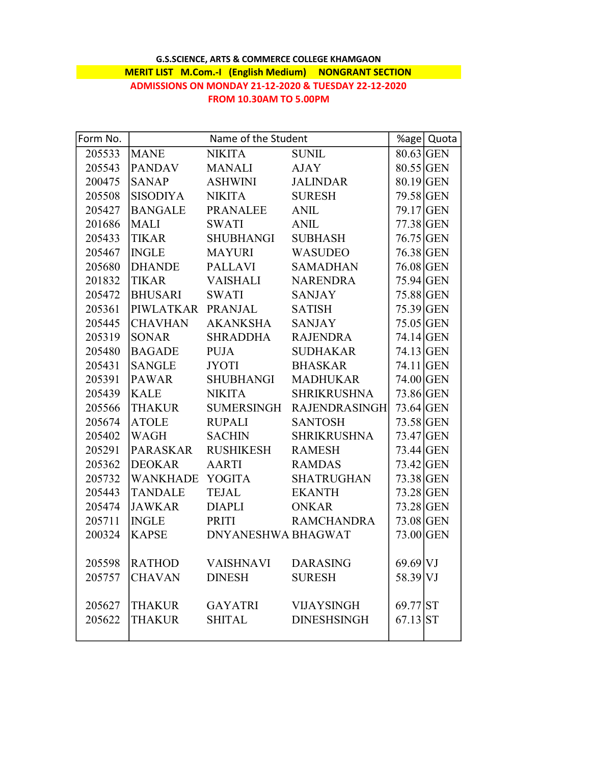**G.S.SCIENCE, ARTS & COMMERCE COLLEGE KHAMGAON**

**MERIT LIST M.Com.-I (English Medium) NONGRANT SECTION**

**ADMISSIONS ON MONDAY 21-12-2020 & TUESDAY 22-12-2020**

**FROM 10.30AM TO 5.00PM**

| Form No. | Name of the Student | | | %age | Quota |
|---|---|---|---|---|---|
| 205533 | MANE | NIKITA | SUNIL | 80.63 | GEN |
| 205543 | PANDAV | MANALI | AJAY | 80.55 | GEN |
| 200475 | SANAP | ASHWINI | JALINDAR | 80.19 | GEN |
| 205508 | SISODIYA | NIKITA | SURESH | 79.58 | GEN |
| 205427 | BANGALE | PRANALEE | ANIL | 79.17 | GEN |
| 201686 | MALI | SWATI | ANIL | 77.38 | GEN |
| 205433 | TIKAR | SHUBHANGI | SUBHASH | 76.75 | GEN |
| 205467 | INGLE | MAYURI | WASUDEO | 76.38 | GEN |
| 205680 | DHANDE | PALLAVI | SAMADHAN | 76.08 | GEN |
| 201832 | TIKAR | VAISHALI | NARENDRA | 75.94 | GEN |
| 205472 | BHUSARI | SWATI | SANJAY | 75.88 | GEN |
| 205361 | PIWLATKAR | PRANJAL | SATISH | 75.39 | GEN |
| 205445 | CHAVHAN | AKANKSHA | SANJAY | 75.05 | GEN |
| 205319 | SONAR | SHRADDHA | RAJENDRA | 74.14 | GEN |
| 205480 | BAGADE | PUJA | SUDHAKAR | 74.13 | GEN |
| 205431 | SANGLE | JYOTI | BHASKAR | 74.11 | GEN |
| 205391 | PAWAR | SHUBHANGI | MADHUKAR | 74.00 | GEN |
| 205439 | KALE | NIKITA | SHRIKRUSHNA | 73.86 | GEN |
| 205566 | THAKUR | SUMERSINGH | RAJENDRASINGH | 73.64 | GEN |
| 205674 | ATOLE | RUPALI | SANTOSH | 73.58 | GEN |
| 205402 | WAGH | SACHIN | SHRIKRUSHNA | 73.47 | GEN |
| 205291 | PARASKAR | RUSHIKESH | RAMESH | 73.44 | GEN |
| 205362 | DEOKAR | AARTI | RAMDAS | 73.42 | GEN |
| 205732 | WANKHADE | YOGITA | SHATRUGHAN | 73.38 | GEN |
| 205443 | TANDALE | TEJAL | EKANTH | 73.28 | GEN |
| 205474 | JAWKAR | DIAPLI | ONKAR | 73.28 | GEN |
| 205711 | INGLE | PRITI | RAMCHANDRA | 73.08 | GEN |
| 200324 | KAPSE | DNYANESHWA | BHAGWAT | 73.00 | GEN |
| | | | | | |
| 205598 | RATHOD | VAISHNAVI | DARASING | 69.69 | VJ |
| 205757 | CHAVAN | DINESH | SURESH | 58.39 | VJ |
| | | | | | |
| 205627 | THAKUR | GAYATRI | VIJAYSINGH | 69.77 | ST |
| 205622 | THAKUR | SHITAL | DINESHSINGH | 67.13 | ST |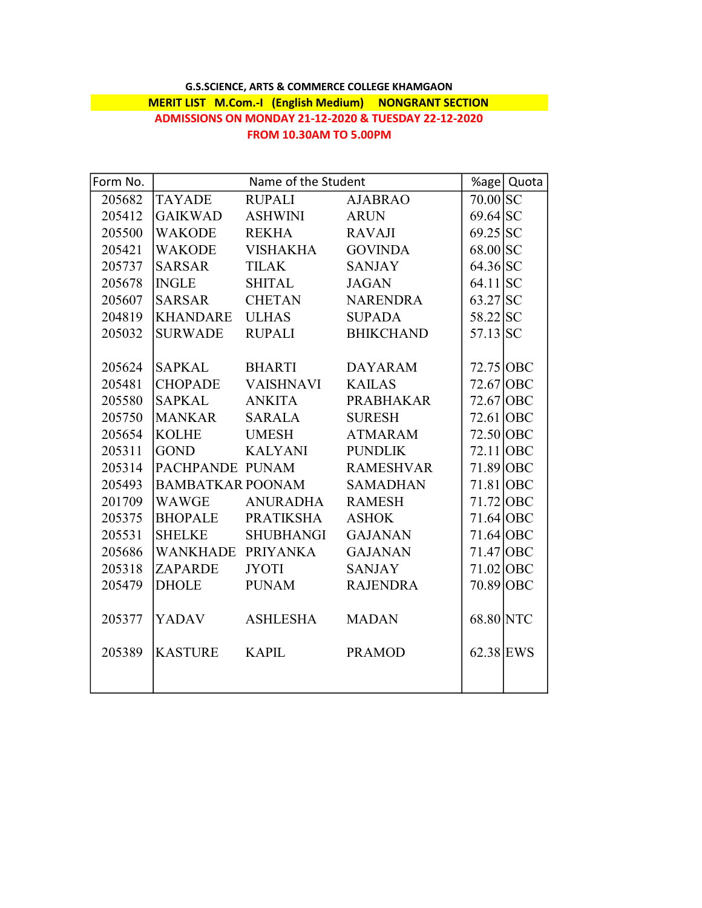**G.S.SCIENCE, ARTS & COMMERCE COLLEGE KHAMGAON**

**MERIT LIST M.Com.-I (English Medium) NONGRANT SECTION**

**ADMISSIONS ON MONDAY 21-12-2020 & TUESDAY 22-12-2020**

**FROM 10.30AM TO 5.00PM**

| Form No. | Name of the Student | | | %age | Quota |
|---|---|---|---|---|---|
| 205682 | TAYADE | RUPALI | AJABRAO | 70.00 | SC |
| 205412 | GAIKWAD | ASHWINI | ARUN | 69.64 | SC |
| 205500 | WAKODE | REKHA | RAVAJI | 69.25 | SC |
| 205421 | WAKODE | VISHAKHA | GOVINDA | 68.00 | SC |
| 205737 | SARSAR | TILAK | SANJAY | 64.36 | SC |
| 205678 | INGLE | SHITAL | JAGAN | 64.11 | SC |
| 205607 | SARSAR | CHETAN | NARENDRA | 63.27 | SC |
| 204819 | KHANDARE | ULHAS | SUPADA | 58.22 | SC |
| 205032 | SURWADE | RUPALI | BHIKCHAND | 57.13 | SC |
| | | | | | |
| 205624 | SAPKAL | BHARTI | DAYARAM | 72.75 | OBC |
| 205481 | CHOPADE | VAISHNAVI | KAILAS | 72.67 | OBC |
| 205580 | SAPKAL | ANKITA | PRABHAKAR | 72.67 | OBC |
| 205750 | MANKAR | SARALA | SURESH | 72.61 | OBC |
| 205654 | KOLHE | UMESH | ATMARAM | 72.50 | OBC |
| 205311 | GOND | KALYANI | PUNDLIK | 72.11 | OBC |
| 205314 | PACHPANDE | PUNAM | RAMESHVAR | 71.89 | OBC |
| 205493 | BAMBATKAR | POONAM | SAMADHAN | 71.81 | OBC |
| 201709 | WAWGE | ANURADHA | RAMESH | 71.72 | OBC |
| 205375 | BHOPALE | PRATIKSHA | ASHOK | 71.64 | OBC |
| 205531 | SHELKE | SHUBHANGI | GAJANAN | 71.64 | OBC |
| 205686 | WANKHADE | PRIYANKA | GAJANAN | 71.47 | OBC |
| 205318 | ZAPARDE | JYOTI | SANJAY | 71.02 | OBC |
| 205479 | DHOLE | PUNAM | RAJENDRA | 70.89 | OBC |
| | | | | | |
| 205377 | YADAV | ASHLESHA | MADAN | 68.80 | NTC |
| | | | | | |
| 205389 | KASTURE | KAPIL | PRAMOD | 62.38 | EWS |